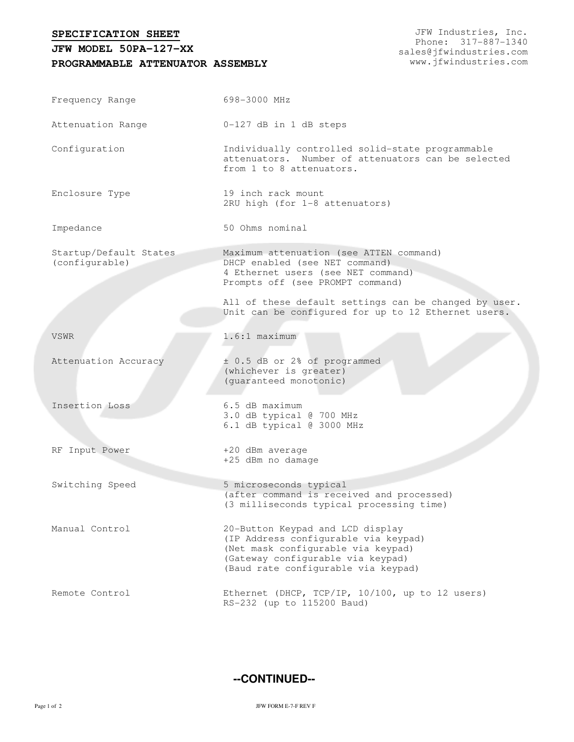# SPECIFICATION SHEET

## JFW MODEL 50PA-127-XX

## PROGRAMMABLE ATTENUATOR ASSEMBLY

JFW Industries, Inc.
Phone: 317-887-1340
sales@jfwindustries.com
www.jfwindustries.com

| | |
|---|---|
| Frequency Range | 698-3000 MHz |
| Attenuation Range | 0-127 dB in 1 dB steps |
| Configuration | Individually controlled solid-state programmable attenuators. Number of attenuators can be selected from 1 to 8 attenuators. |
| Enclosure Type | 19 inch rack mount<br>2RU high (for 1-8 attenuators) |
| Impedance | 50 Ohms nominal |
| Startup/Default States (configurable) | Maximum attenuation (see ATTEN command)<br>DHCP enabled (see NET command)<br>4 Ethernet users (see NET command)<br>Prompts off (see PROMPT command)<br><br>All of these default settings can be changed by user. Unit can be configured for up to 12 Ethernet users. |
| VSWR | 1.6:1 maximum |
| Attenuation Accuracy | ± 0.5 dB or 2% of programmed<br>(whichever is greater)<br>(guaranteed monotonic) |
| Insertion Loss | 6.5 dB maximum<br>3.0 dB typical @ 700 MHz<br>6.1 dB typical @ 3000 MHz |
| RF Input Power | +20 dBm average<br>+25 dBm no damage |
| Switching Speed | 5 microseconds typical<br>(after command is received and processed)<br>(3 milliseconds typical processing time) |
| Manual Control | 20-Button Keypad and LCD display<br>(IP Address configurable via keypad)<br>(Net mask configurable via keypad)<br>(Gateway configurable via keypad)<br>(Baud rate configurable via keypad) |
| Remote Control | Ethernet (DHCP, TCP/IP, 10/100, up to 12 users)<br>RS-232 (up to 115200 Baud) |

**--CONTINUED--**

JFW FORM E-7-F REV F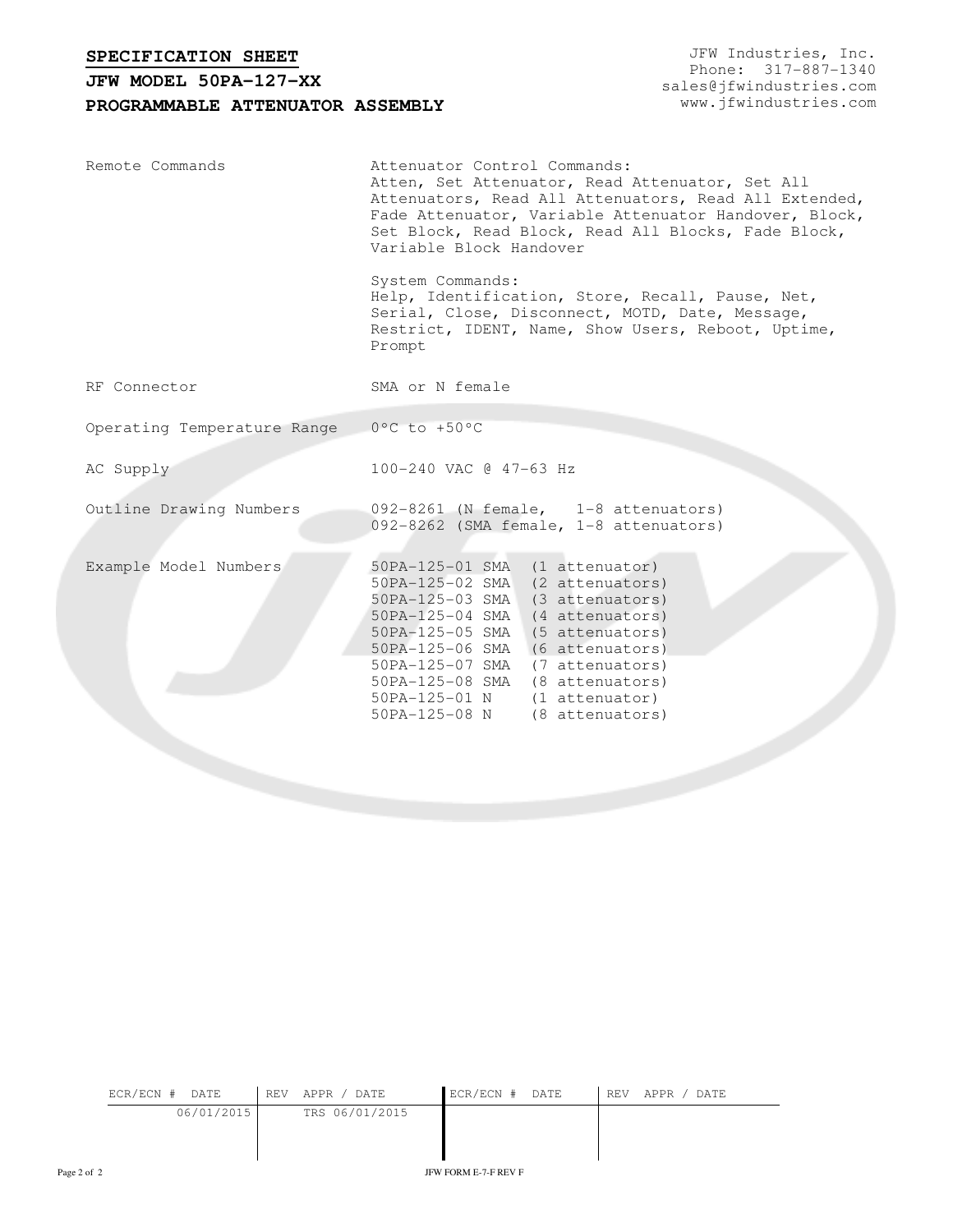**SPECIFICATION SHEET**

**JFW MODEL 50PA-127-XX**

**PROGRAMMABLE ATTENUATOR ASSEMBLY**

JFW Industries, Inc.
Phone: 317-887-1340
sales@jfwindustries.com
www.jfwindustries.com

| | |
|---|---|
| Remote Commands | Attenuator Control Commands: Atten, Set Attenuator, Read Attenuator, Set All Attenuators, Read All Attenuators, Read All Extended, Fade Attenuator, Variable Attenuator Handover, Block, Set Block, Read Block, Read All Blocks, Fade Block, Variable Block Handover<br><br>System Commands: Help, Identification, Store, Recall, Pause, Net, Serial, Close, Disconnect, MOTD, Date, Message, Restrict, IDENT, Name, Show Users, Reboot, Uptime, Prompt |
| RF Connector | SMA or N female |
| Operating Temperature Range | 0°C to +50°C |
| AC Supply | 100-240 VAC @ 47-63 Hz |
| Outline Drawing Numbers | 092-8261 (N female, 1-8 attenuators)<br>092-8262 (SMA female, 1-8 attenuators) |
| Example Model Numbers | 50PA-125-01 SMA (1 attenuator)<br>50PA-125-02 SMA (2 attenuators)<br>50PA-125-03 SMA (3 attenuators)<br>50PA-125-04 SMA (4 attenuators)<br>50PA-125-05 SMA (5 attenuators)<br>50PA-125-06 SMA (6 attenuators)<br>50PA-125-07 SMA (7 attenuators)<br>50PA-125-08 SMA (8 attenuators)<br>50PA-125-01 N (1 attenuator)<br>50PA-125-08 N (8 attenuators) |

| ECR/ECN # DATE | REV APPR / DATE | ECR/ECN # DATE | REV APPR / DATE |
|---|---|---|---|
| 06/01/2015 | TRS 06/01/2015 | | |

JFW FORM E-7-F REV F